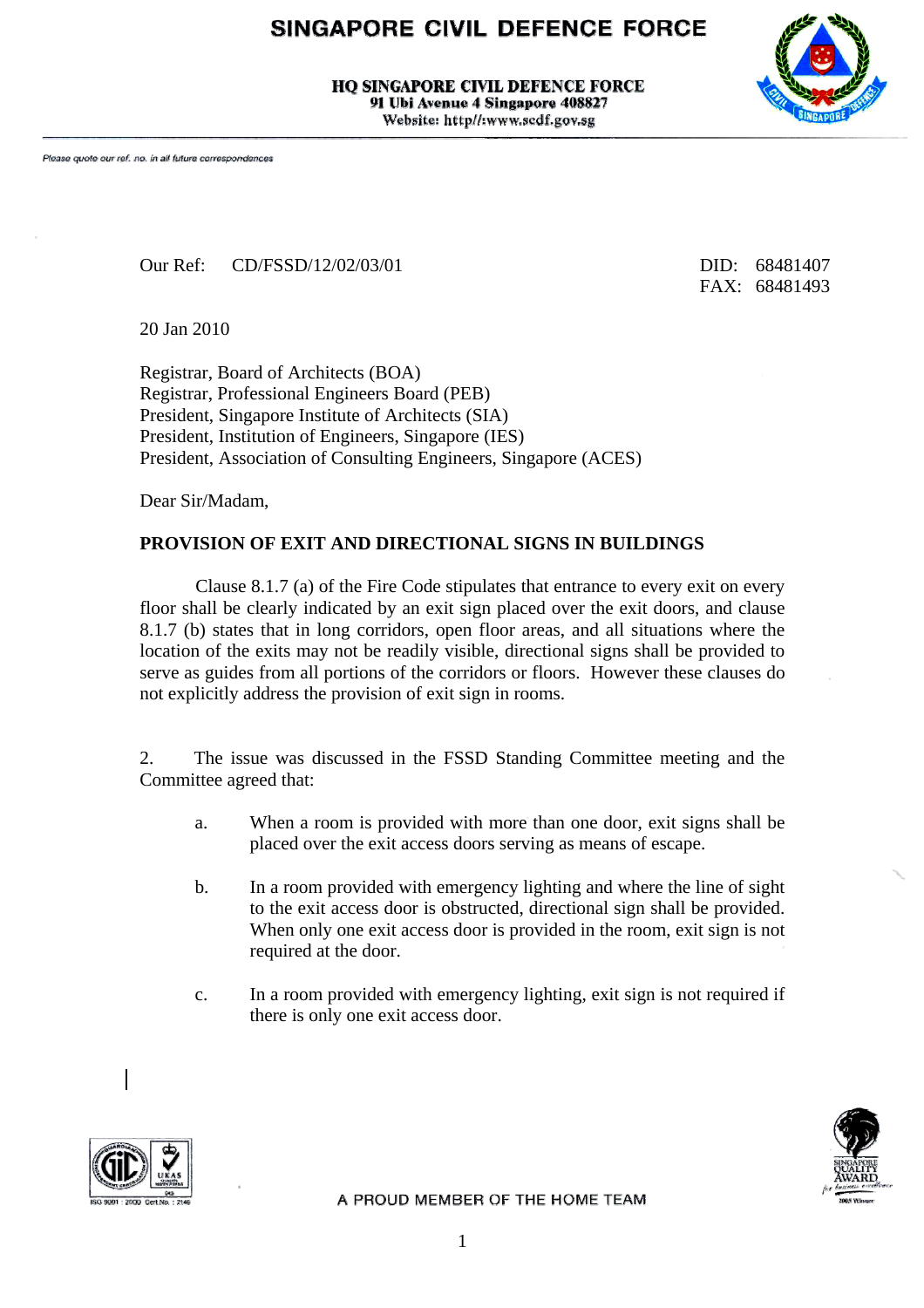# SINGAPORE CIVIL DEFENCE FORCE

**HQ SINGAPORE CIVIL DEFENCE FORCE**
**91 Ubi Avenue 4 Singapore 408827**
**Website: http//:www.scdf.gov.sg**

*Please quote our ref. no. in all future correspondences*

Our Ref: CD/FSSD/12/02/03/01

DID: 68481407
FAX: 68481493

20 Jan 2010

Registrar, Board of Architects (BOA)
Registrar, Professional Engineers Board (PEB)
President, Singapore Institute of Architects (SIA)
President, Institution of Engineers, Singapore (IES)
President, Association of Consulting Engineers, Singapore (ACES)

Dear Sir/Madam,

**PROVISION OF EXIT AND DIRECTIONAL SIGNS IN BUILDINGS**

Clause 8.1.7 (a) of the Fire Code stipulates that entrance to every exit on every floor shall be clearly indicated by an exit sign placed over the exit doors, and clause 8.1.7 (b) states that in long corridors, open floor areas, and all situations where the location of the exits may not be readily visible, directional signs shall be provided to serve as guides from all portions of the corridors or floors. However these clauses do not explicitly address the provision of exit sign in rooms.

2. The issue was discussed in the FSSD Standing Committee meeting and the Committee agreed that:

a. When a room is provided with more than one door, exit signs shall be placed over the exit access doors serving as means of escape.

b. In a room provided with emergency lighting and where the line of sight to the exit access door is obstructed, directional sign shall be provided. When only one exit access door is provided in the room, exit sign is not required at the door.

c. In a room provided with emergency lighting, exit sign is not required if there is only one exit access door.

A PROUD MEMBER OF THE HOME TEAM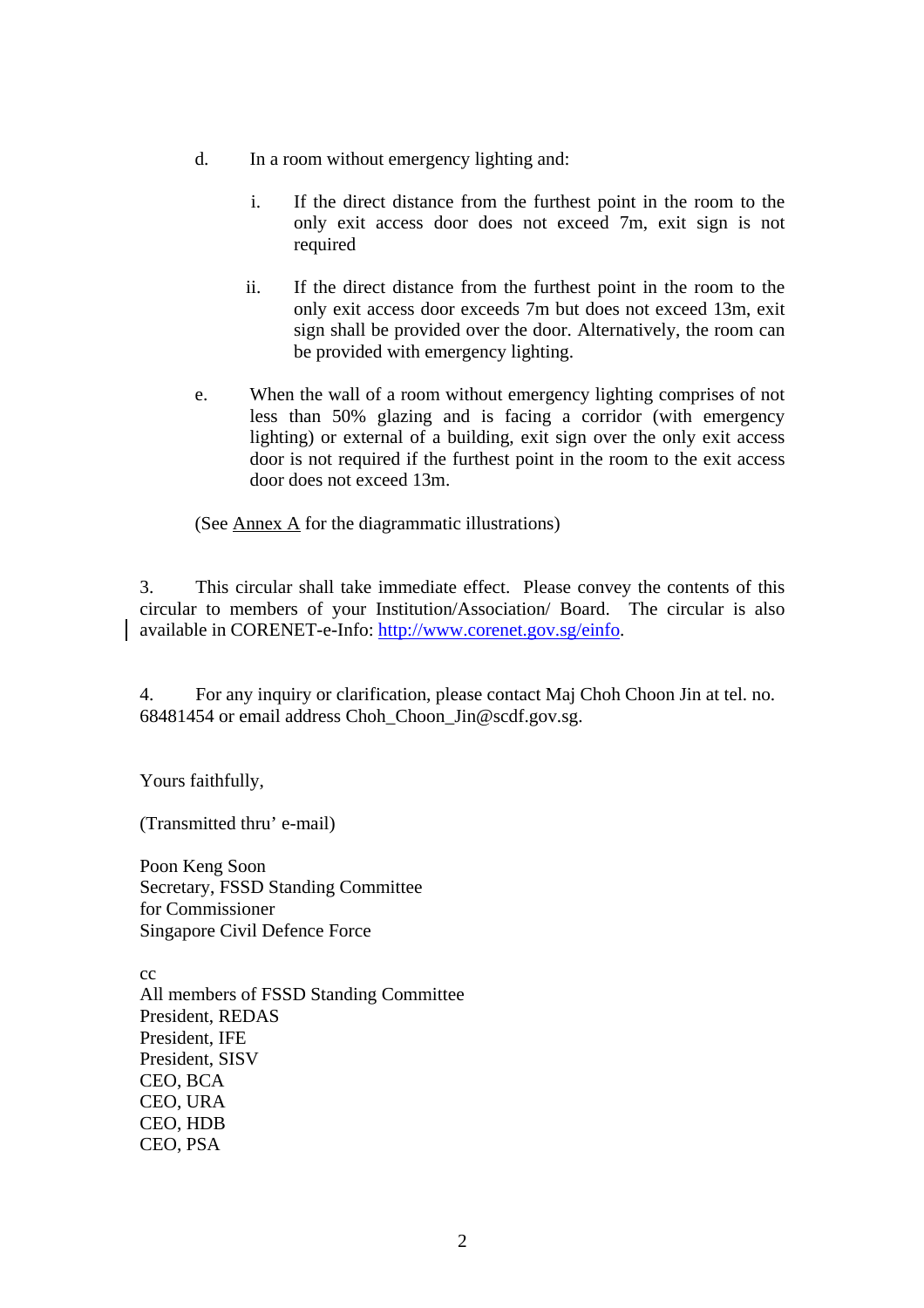d. In a room without emergency lighting and:

   i. If the direct distance from the furthest point in the room to the only exit access door does not exceed 7m, exit sign is not required

   ii. If the direct distance from the furthest point in the room to the only exit access door exceeds 7m but does not exceed 13m, exit sign shall be provided over the door. Alternatively, the room can be provided with emergency lighting.

e. When the wall of a room without emergency lighting comprises of not less than 50% glazing and is facing a corridor (with emergency lighting) or external of a building, exit sign over the only exit access door is not required if the furthest point in the room to the exit access door does not exceed 13m.

(See Annex A for the diagrammatic illustrations)

3. This circular shall take immediate effect. Please convey the contents of this circular to members of your Institution/Association/ Board. The circular is also available in CORENET-e-Info: http://www.corenet.gov.sg/einfo.

4. For any inquiry or clarification, please contact Maj Choh Choon Jin at tel. no. 68481454 or email address Choh_Choon_Jin@scdf.gov.sg.

Yours faithfully,

(Transmitted thru' e-mail)

Poon Keng Soon
Secretary, FSSD Standing Committee
for Commissioner
Singapore Civil Defence Force

cc
All members of FSSD Standing Committee
President, REDAS
President, IFE
President, SISV
CEO, BCA
CEO, URA
CEO, HDB
CEO, PSA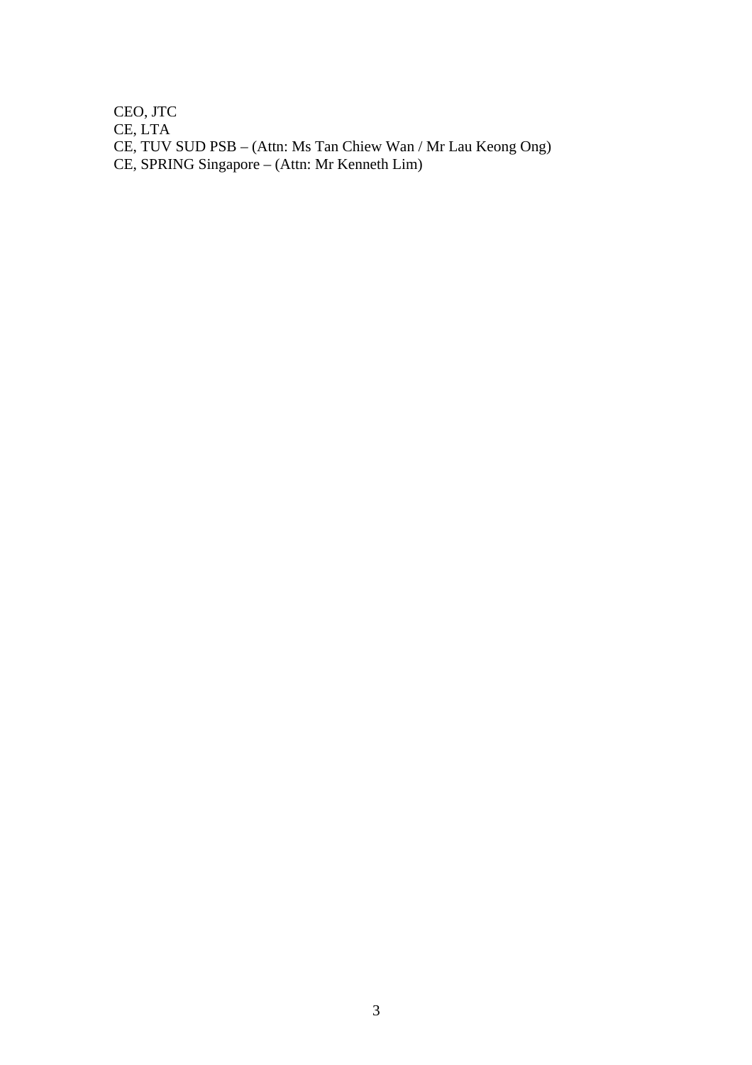CEO, JTC
CE, LTA
CE, TUV SUD PSB – (Attn: Ms Tan Chiew Wan / Mr Lau Keong Ong)
CE, SPRING Singapore – (Attn: Mr Kenneth Lim)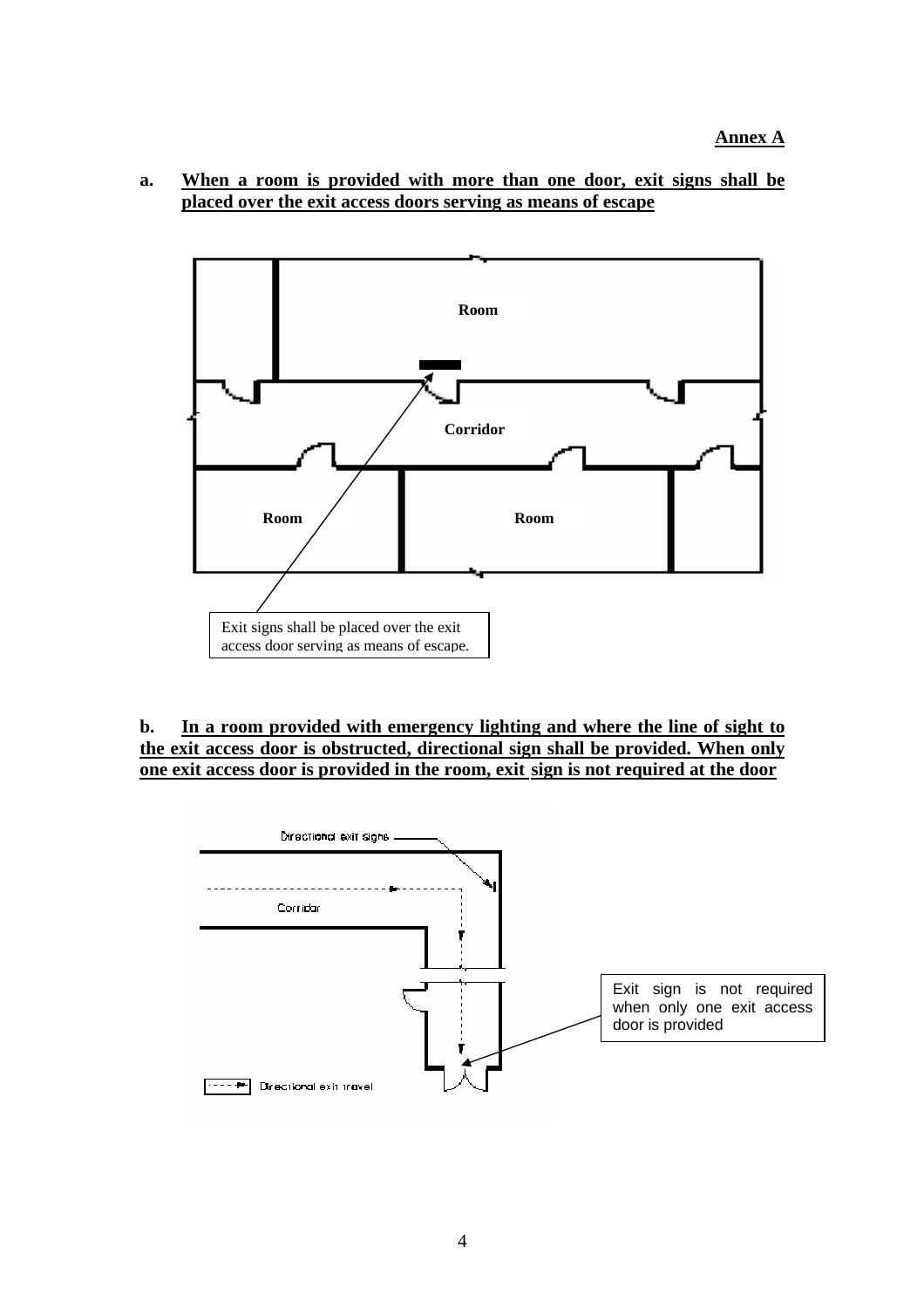**Annex A**

**a. When a room is provided with more than one door, exit signs shall be placed over the exit access doors serving as means of escape**

Room

Corridor

Room

Room

Exit signs shall be placed over the exit access door serving as means of escape.

**b. In a room provided with emergency lighting and where the line of sight to the exit access door is obstructed, directional sign shall be provided. When only one exit access door is provided in the room, exit sign is not required at the door**

Directional exit signs

Corridor

Directional exit travel

Exit sign is not required when only one exit access door is provided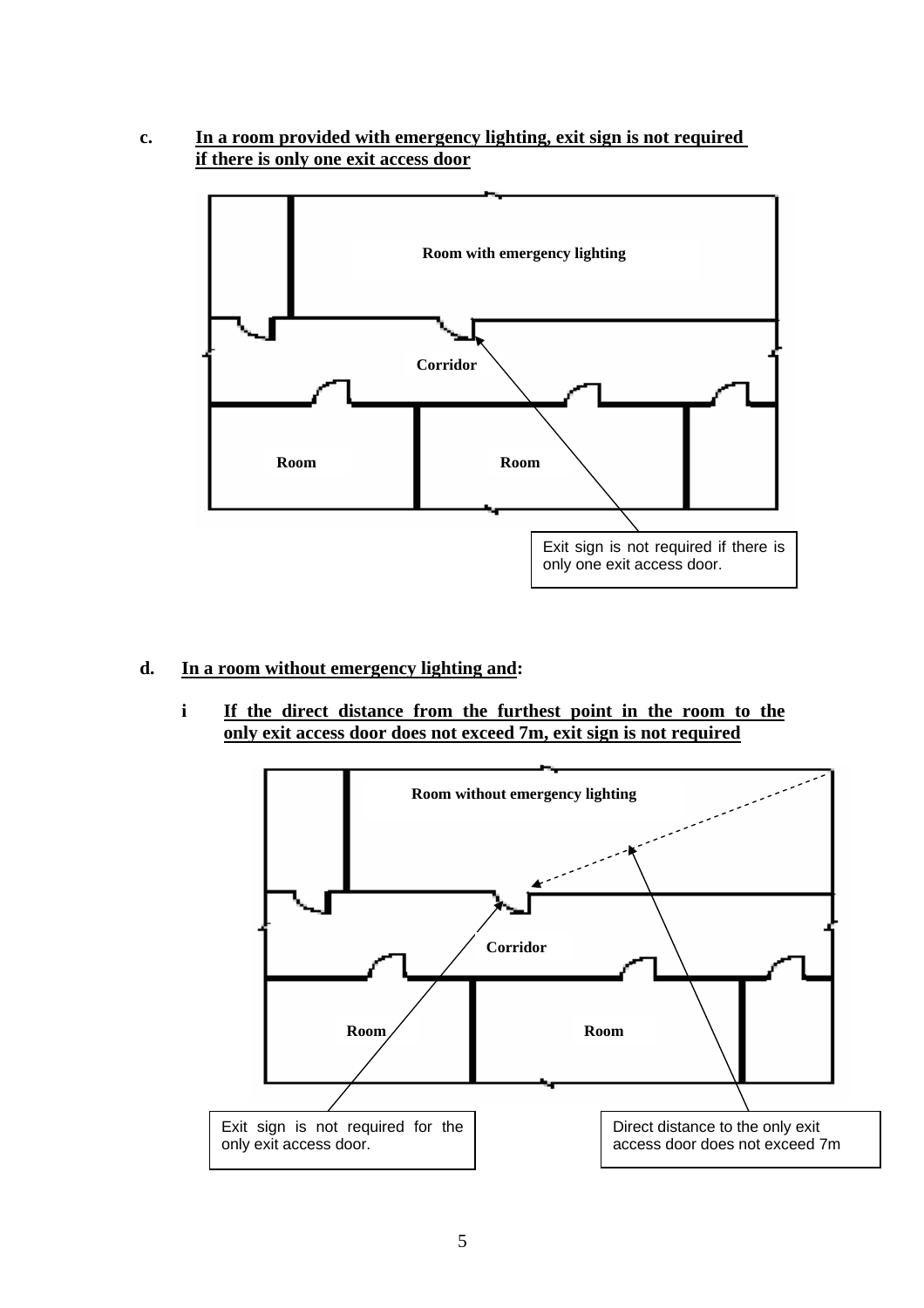**c. <u>In a room provided with emergency lighting, exit sign is not required if there is only one exit access door</u>**

Room with emergency lighting

Corridor

Room

Room

Exit sign is not required if there is only one exit access door.

**d. <u>In a room without emergency lighting and</u>:**

**i <u>If the direct distance from the furthest point in the room to the only exit access door does not exceed 7m, exit sign is not required</u>**

Room without emergency lighting

Corridor

Room

Room

Exit sign is not required for the only exit access door.

Direct distance to the only exit access door does not exceed 7m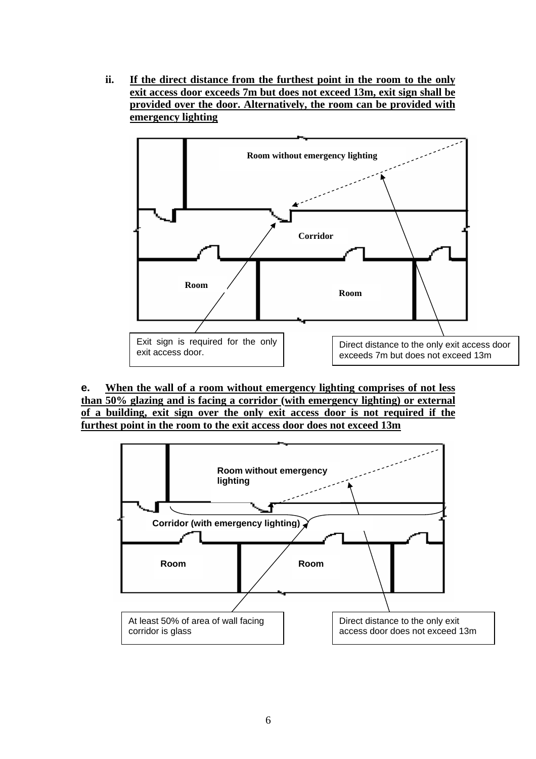**ii.** **If the direct distance from the furthest point in the room to the only exit access door exceeds 7m but does not exceed 13m, exit sign shall be provided over the door. Alternatively, the room can be provided with emergency lighting**

Room without emergency lighting

Corridor

Room

Room

Exit sign is required for the only exit access door.

Direct distance to the only exit access door exceeds 7m but does not exceed 13m

**e.** **When the wall of a room without emergency lighting comprises of not less than 50% glazing and is facing a corridor (with emergency lighting) or external of a building, exit sign over the only exit access door is not required if the furthest point in the room to the exit access door does not exceed 13m**

Room without emergency lighting

Corridor (with emergency lighting)

Room

Room

At least 50% of area of wall facing corridor is glass

Direct distance to the only exit access door does not exceed 13m